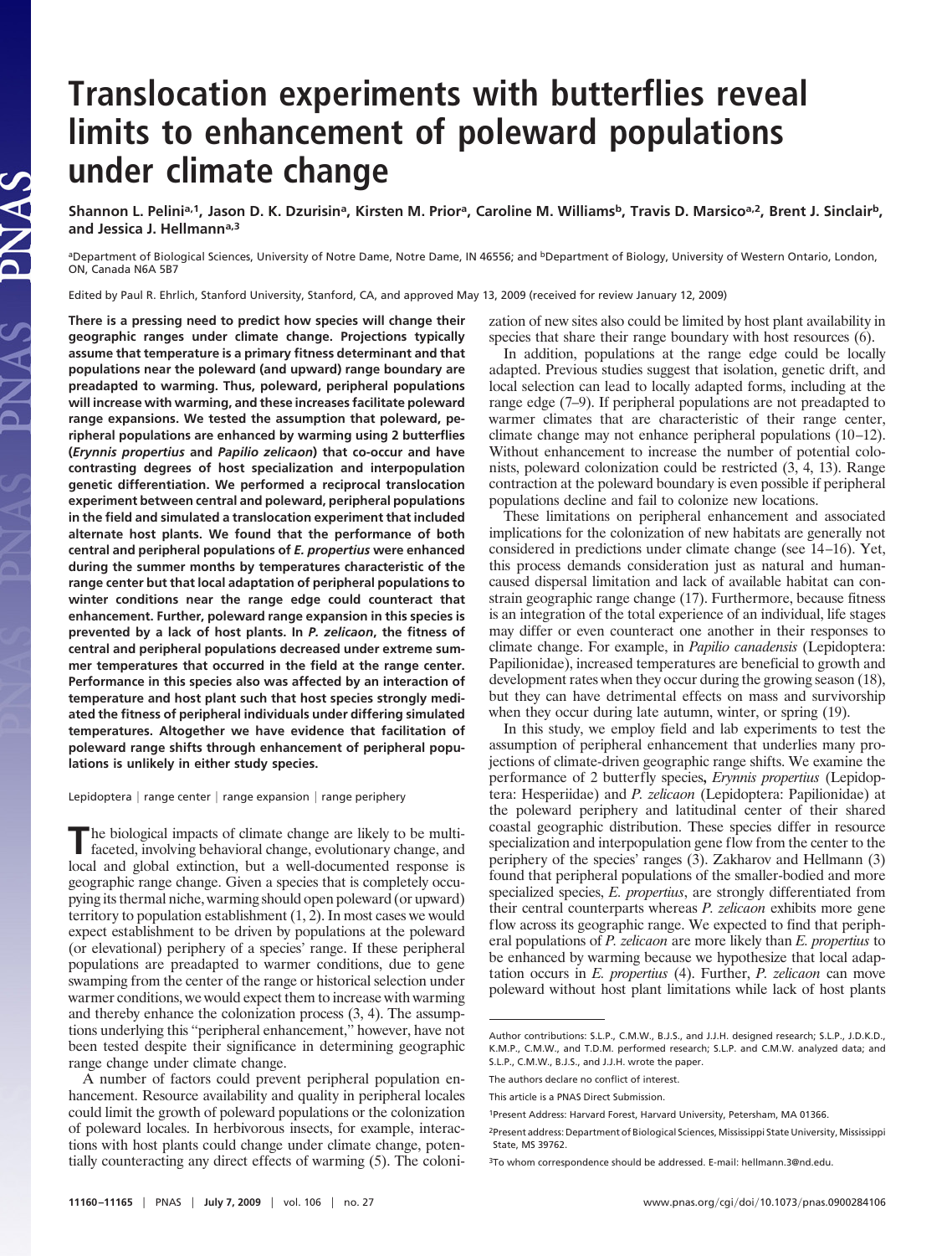# Translocation experiments with butterflies reveal limits to enhancement of poleward populations under climate change

**Shannon L. Pelini[a,1], Jason D. K. Dzurisin[a], Kirsten M. Prior[a], Caroline M. Williams[b], Travis D. Marsico[a,2], Brent J. Sinclair[b], and Jessica J. Hellmann[a,3]**

[a]Department of Biological Sciences, University of Notre Dame, Notre Dame, IN 46556; and [b]Department of Biology, University of Western Ontario, London, ON, Canada N6A 5B7

Edited by Paul R. Ehrlich, Stanford University, Stanford, CA, and approved May 13, 2009 (received for review January 12, 2009)

**There is a pressing need to predict how species will change their geographic ranges under climate change. Projections typically assume that temperature is a primary fitness determinant and that populations near the poleward (and upward) range boundary are preadapted to warming. Thus, poleward, peripheral populations will increase with warming, and these increases facilitate poleward range expansions. We tested the assumption that poleward, peripheral populations are enhanced by warming using 2 butterflies (*Erynnis propertius* and *Papilio zelicaon*) that co-occur and have contrasting degrees of host specialization and interpopulation genetic differentiation. We performed a reciprocal translocation experiment between central and poleward, peripheral populations in the field and simulated a translocation experiment that included alternate host plants. We found that the performance of both central and peripheral populations of *E. propertius* were enhanced during the summer months by temperatures characteristic of the range center but that local adaptation of peripheral populations to winter conditions near the range edge could counteract that enhancement. Further, poleward range expansion in this species is prevented by a lack of host plants. In *P. zelicaon*, the fitness of central and peripheral populations decreased under extreme summer temperatures that occurred in the field at the range center. Performance in this species also was affected by an interaction of temperature and host plant such that host species strongly mediated the fitness of peripheral individuals under differing simulated temperatures. Altogether we have evidence that facilitation of poleward range shifts through enhancement of peripheral populations is unlikely in either study species.**

Lepidoptera | range center | range expansion | range periphery

The biological impacts of climate change are likely to be multifaceted, involving behavioral change, evolutionary change, and local and global extinction, but a well-documented response is geographic range change. Given a species that is completely occupying its thermal niche, warming should open poleward (or upward) territory to population establishment (1, 2). In most cases we would expect establishment to be driven by populations at the poleward (or elevational) periphery of a species' range. If these peripheral populations are preadapted to warmer conditions, due to gene swamping from the center of the range or historical selection under warmer conditions, we would expect them to increase with warming and thereby enhance the colonization process (3, 4). The assumptions underlying this "peripheral enhancement," however, have not been tested despite their significance in determining geographic range change under climate change.

A number of factors could prevent peripheral population enhancement. Resource availability and quality in peripheral locales could limit the growth of poleward populations or the colonization of poleward locales. In herbivorous insects, for example, interactions with host plants could change under climate change, potentially counteracting any direct effects of warming (5). The colonization of new sites also could be limited by host plant availability in species that share their range boundary with host resources (6).

In addition, populations at the range edge could be locally adapted. Previous studies suggest that isolation, genetic drift, and local selection can lead to locally adapted forms, including at the range edge (7–9). If peripheral populations are not preadapted to warmer climates that are characteristic of their range center, climate change may not enhance peripheral populations (10–12). Without enhancement to increase the number of potential colonists, poleward colonization could be restricted (3, 4, 13). Range contraction at the poleward boundary is even possible if peripheral populations decline and fail to colonize new locations.

These limitations on peripheral enhancement and associated implications for the colonization of new habitats are generally not considered in predictions under climate change (see 14–16). Yet, this process demands consideration just as natural and human-caused dispersal limitation and lack of available habitat can constrain geographic range change (17). Furthermore, because fitness is an integration of the total experience of an individual, life stages may differ or even counteract one another in their responses to climate change. For example, in *Papilio canadensis* (Lepidoptera: Papilionidae), increased temperatures are beneficial to growth and development rates when they occur during the growing season (18), but they can have detrimental effects on mass and survivorship when they occur during late autumn, winter, or spring (19).

In this study, we employ field and lab experiments to test the assumption of peripheral enhancement that underlies many projections of climate-driven geographic range shifts. We examine the performance of 2 butterfly species, *Erynnis propertius* (Lepidoptera: Hesperiidae) and *P. zelicaon* (Lepidoptera: Papilionidae) at the poleward periphery and latitudinal center of their shared coastal geographic distribution. These species differ in resource specialization and interpopulation gene flow from the center to the periphery of the species' ranges (3). Zakharov and Hellmann (3) found that peripheral populations of the smaller-bodied and more specialized species, *E. propertius*, are strongly differentiated from their central counterparts whereas *P. zelicaon* exhibits more gene flow across its geographic range. We expected to find that peripheral populations of *P. zelicaon* are more likely than *E. propertius* to be enhanced by warming because we hypothesize that local adaptation occurs in *E. propertius* (4). Further, *P. zelicaon* can move poleward without host plant limitations while lack of host plants

Author contributions: S.L.P., C.M.W., B.J.S., and J.J.H. designed research; S.L.P., J.D.K.D., K.M.P., C.M.W., and T.D.M. performed research; S.L.P. and C.M.W. analyzed data; and S.L.P., C.M.W., B.J.S., and J.J.H. wrote the paper.

The authors declare no conflict of interest.

This article is a PNAS Direct Submission.

[1]Present Address: Harvard Forest, Harvard University, Petersham, MA 01366.

[2]Present address: Department of Biological Sciences, Mississippi State University, Mississippi State, MS 39762.

[3]To whom correspondence should be addressed. E-mail: hellmann.3@nd.edu.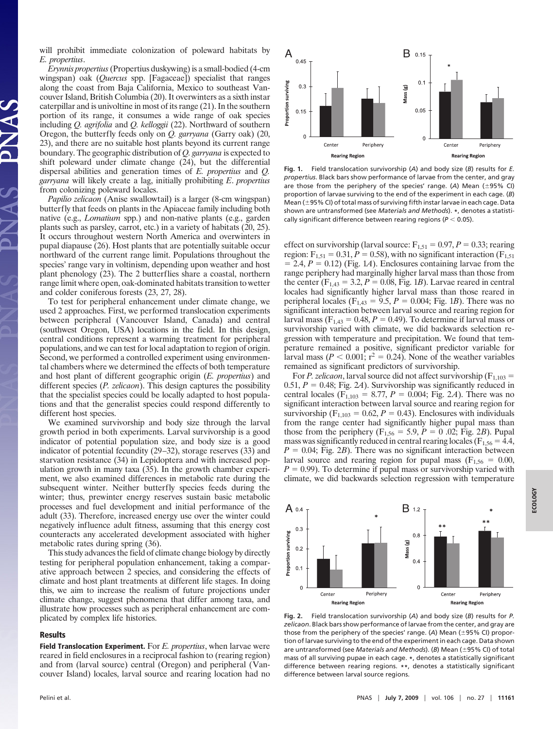will prohibit immediate colonization of poleward habitats by *E. propertius*.

*Erynnis propertius* (Propertius duskywing) is a small-bodied (4-cm wingspan) oak (*Quercus* spp. [Fagaceae]) specialist that ranges along the coast from Baja California, Mexico to southeast Vancouver Island, British Columbia (20). It overwinters as a sixth instar caterpillar and is univoltine in most of its range (21). In the southern portion of its range, it consumes a wide range of oak species including *Q. agrifolia* and *Q. kelloggii* (22). Northward of southern Oregon, the butterfly feeds only on *Q. garryana* (Garry oak) (20, 23), and there are no suitable host plants beyond its current range boundary. The geographic distribution of *Q. garryana* is expected to shift poleward under climate change (24), but the differential dispersal abilities and generation times of *E. propertius* and *Q. garryana* will likely create a lag, initially prohibiting *E. propertius* from colonizing poleward locales.

*Papilio zelicaon* (Anise swallowtail) is a larger (8-cm wingspan) butterfly that feeds on plants in the Apiaceae family including both native (e.g., *Lomatium* spp.) and non-native plants (e.g., garden plants such as parsley, carrot, etc.) in a variety of habitats (20, 25). It occurs throughout western North America and overwinters in pupal diapause (26). Host plants that are potentially suitable occur northward of the current range limit. Populations throughout the species' range vary in voltinism, depending upon weather and host plant phenology (23). The 2 butterflies share a coastal, northern range limit where open, oak-dominated habitats transition to wetter and colder coniferous forests (23, 27, 28).

To test for peripheral enhancement under climate change, we used 2 approaches. First, we performed translocation experiments between peripheral (Vancouver Island, Canada) and central (southwest Oregon, USA) locations in the field. In this design, central conditions represent a warming treatment for peripheral populations, and we can test for local adaptation to region of origin. Second, we performed a controlled experiment using environmental chambers where we determined the effects of both temperature and host plant of different geographic origin (*E. propertius*) and different species (*P. zelicaon*). This design captures the possibility that the specialist species could be locally adapted to host populations and that the generalist species could respond differently to different host species.

We examined survivorship and body size through the larval growth period in both experiments. Larval survivorship is a good indicator of potential population size, and body size is a good indicator of potential fecundity (29–32), storage reserves (33) and starvation resistance (34) in Lepidoptera and with increased population growth in many taxa (35). In the growth chamber experiment, we also examined differences in metabolic rate during the subsequent winter. Neither butterfly species feeds during the winter; thus, prewinter energy reserves sustain basic metabolic processes and fuel development and initial performance of the adult (33). Therefore, increased energy use over the winter could negatively influence adult fitness, assuming that this energy cost counteracts any accelerated development associated with higher metabolic rates during spring (36).

This study advances the field of climate change biology by directly testing for peripheral population enhancement, taking a comparative approach between 2 species, and considering the effects of climate and host plant treatments at different life stages. In doing this, we aim to increase the realism of future projections under climate change, suggest phenomena that differ among taxa, and illustrate how processes such as peripheral enhancement are complicated by complex life histories.

## Results

**Field Translocation Experiment.** For *E. propertius*, when larvae were reared in field enclosures in a reciprocal fashion to (rearing region) and from (larval source) central (Oregon) and peripheral (Vancouver Island) locales, larval source and rearing location had no effect on survivorship (larval source: $F_{1,51} = 0.97$, $P = 0.33$; rearing region: $F_{1,51} = 0.31$, $P = 0.58$), with no significant interaction ($F_{1,51} = 2.4$, $P = 0.12$) (Fig. 1*A*). Enclosures containing larvae from the range periphery had marginally higher larval mass than those from the center ($F_{1,43} = 3.2$, $P = 0.08$, Fig. 1*B*). Larvae reared in central locales had significantly higher larval mass than those reared in peripheral locales ($F_{1,43} = 9.5$, $P = 0.004$; Fig. 1*B*). There was no significant interaction between larval source and rearing region for larval mass ($F_{1,43} = 0.48$, $P = 0.49$). To determine if larval mass or survivorship varied with climate, we did backwards selection regression with temperature and precipitation. We found that temperature remained a positive, significant predictor variable for larval mass ($P < 0.001$; $r^2 = 0.24$). None of the weather variables remained as significant predictors of survivorship.

For *P. zelicaon*, larval source did not affect survivorship ($F_{1,103} = 0.51$, $P = 0.48$; Fig. 2*A*). Survivorship was significantly reduced in central locales ($F_{1,103} = 8.77$, $P = 0.004$; Fig. 2*A*). There was no significant interaction between larval source and rearing region for survivorship ($F_{1,103} = 0.62$, $P = 0.43$). Enclosures with individuals from the range center had significantly higher pupal mass than those from the periphery ($F_{1,56} = 5.9$, $P = 0.02$; Fig. 2*B*). Pupal mass was significantly reduced in central rearing locales ($F_{1,56} = 4.4$, $P = 0.04$; Fig. 2*B*). There was no significant interaction between larval source and rearing region for pupal mass ($F_{1,56} = 0.00$, $P = 0.99$). To determine if pupal mass or survivorship varied with climate, we did backwards selection regression with temperature

**Fig. 1.** Field translocation survivorship (*A*) and body size (*B*) results for *E. propertius*. Black bars show performance of larvae from the center, and gray are those from the periphery of the species' range. (*A*) Mean (±95% CI) proportion of larvae surviving to the end of the experiment in each cage. (*B*) Mean (±95% CI) of total mass of surviving fifth instar larvae in each cage. Data shown are untransformed (see *Materials and Methods*). *, denotes a statistically significant difference between rearing regions ($P < 0.05$).

**Fig. 2.** Field translocation survivorship (*A*) and body size (*B*) results for *P. zelicaon*. Black bars show performance of larvae from the center, and gray are those from the periphery of the species' range. (*A*) Mean (±95% CI) proportion of larvae surviving to the end of the experiment in each cage. Data shown are untransformed (see *Materials and Methods*). (*B*) Mean (±95% CI) of total mass of all surviving pupae in each cage. *, denotes a statistically significant difference between rearing regions. **, denotes a statistically significant difference between larval source regions.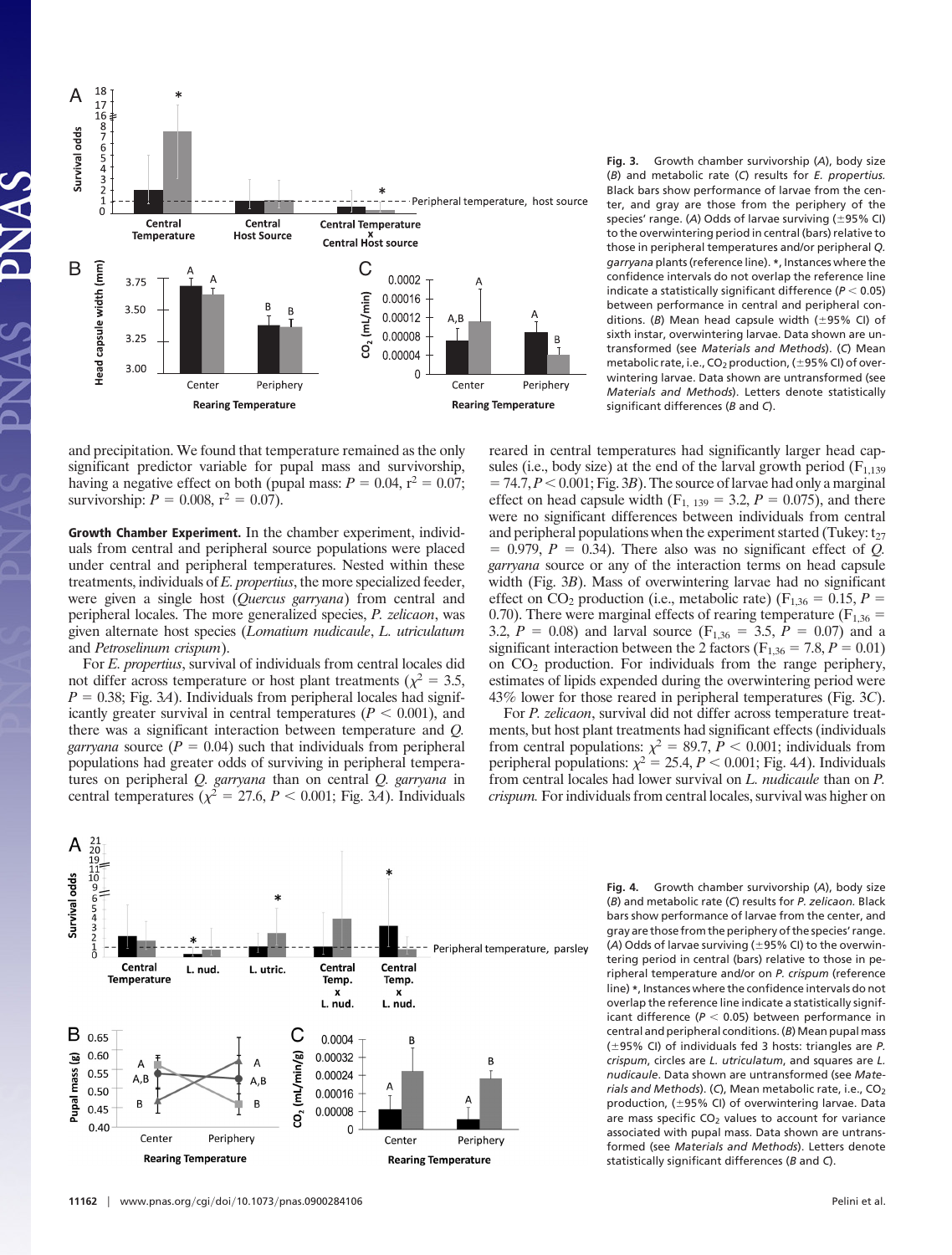Fig. 3. Growth chamber survivorship (*A*), body size (*B*) and metabolic rate (*C*) results for *E. propertius*. Black bars show performance of larvae from the center, and gray bars show those from the periphery of the species' range. (*A*) Odds of larvae surviving (±95% CI) to the overwintering period in central (bars) relative to those in peripheral temperatures and/or peripheral *Q. garryana* plants (reference line). *, Instances where the confidence intervals do not overlap the reference line indicate a statistically significant difference ($P < 0.05$) between performance in central and peripheral conditions. (*B*) Mean head capsule width (±95% CI) of sixth instar, overwintering larvae. Data shown are untransformed (see *Materials and Methods*). (*C*) Mean metabolic rate, i.e., $CO_2$ production, (±95% CI) of overwintering larvae. Data shown are untransformed (see *Materials and Methods*). Letters denote statistically significant differences (*B* and *C*).

and precipitation. We found that temperature remained as the only significant predictor variable for pupal mass and survivorship, having a negative effect on both (pupal mass: $P = 0.04$, $r^2 = 0.07$; survivorship: $P = 0.008$, $r^2 = 0.07$).

**Growth Chamber Experiment.** In the chamber experiment, individuals from central and peripheral source populations were placed under central and peripheral temperatures. Nested within these treatments, individuals of *E. propertius*, the more specialized feeder, were given a single host (*Quercus garryana*) from central and peripheral locales. The more generalized species, *P. zelicaon*, was given alternate host species (*Lomatium nudicaule*, *L. utriculatum* and *Petroselinum crispum*).

For *E. propertius*, survival of individuals from central locales did not differ across temperature or host plant treatments ($\chi^2 = 3.5$, $P = 0.38$; Fig. 3*A*). Individuals from peripheral locales had significantly greater survival in central temperatures ($P < 0.001$), and there was a significant interaction between temperature and *Q. garryana* source ($P = 0.04$) such that individuals from peripheral populations had greater odds of surviving in peripheral temperatures on peripheral *Q. garryana* than on central *Q. garryana* in central temperatures ($\chi^2 = 27.6$, $P < 0.001$; Fig. 3*A*). Individuals reared in central temperatures had significantly larger head capsules (i.e., body size) at the end of the larval growth period ($F_{1,139} = 74.7$, $P < 0.001$; Fig. 3*B*). The source of larvae had only a marginal effect on head capsule width ($F_{1,139} = 3.2$, $P = 0.075$), and there were no significant differences between individuals from central and peripheral populations when the experiment started (Tukey: $t_{27} = 0.979$, $P = 0.34$). There also was no significant effect of *Q. garryana* source or any of the interaction terms on head capsule width (Fig. 3*B*). Mass of overwintering larvae had no significant effect on $CO_2$ production (i.e., metabolic rate) ($F_{1,36} = 0.15$, $P = 0.70$). There were marginal effects of rearing temperature ($F_{1,36} = 3.2$, $P = 0.08$) and larval source ($F_{1,36} = 3.5$, $P = 0.07$) and a significant interaction between the 2 factors ($F_{1,36} = 7.8$, $P = 0.01$) on $CO_2$ production. For individuals from the range periphery, estimates of lipids expended during the overwintering period were 43% lower for those reared in peripheral temperatures (Fig. 3*C*).

For *P. zelicaon*, survival did not differ across temperature treatments, but host plant treatments had significant effects (individuals from central populations: $\chi^2 = 89.7$, $P < 0.001$; individuals from peripheral populations: $\chi^2 = 25.4$, $P < 0.001$; Fig. 4*A*). Individuals from central locales had lower survival on *L. nudicaule* than on *P. crispum*. For individuals from central locales, survival was higher on

Fig. 4. Growth chamber survivorship (*A*), body size (*B*) and metabolic rate (*C*) results for *P. zelicaon*. Black bars show performance of larvae from the center, and gray bars are those from the periphery of the species' range. (*A*) Odds of larvae surviving (±95% CI) to the overwintering period in central (bars) relative to those in peripheral temperature and/or on *P. crispum* (reference line) *, Instances where the confidence intervals do not overlap the reference line indicate a statistically significant difference ($P < 0.05$) between performance in central and peripheral conditions. (*B*) Mean pupal mass (±95% CI) of individuals fed 3 hosts: triangles are *P. crispum*, circles are *L. utriculatum*, and squares are *L. nudicaule*. Data shown are untransformed (see *Materials and Methods*). (*C*), Mean metabolic rate, i.e., $CO_2$ production, (±95% CI) of overwintering larvae. Data are mass specific $CO_2$ values to account for variance associated with pupal mass. Data shown are untransformed (see *Materials and Methods*). Letters denote statistically significant differences (*B* and *C*).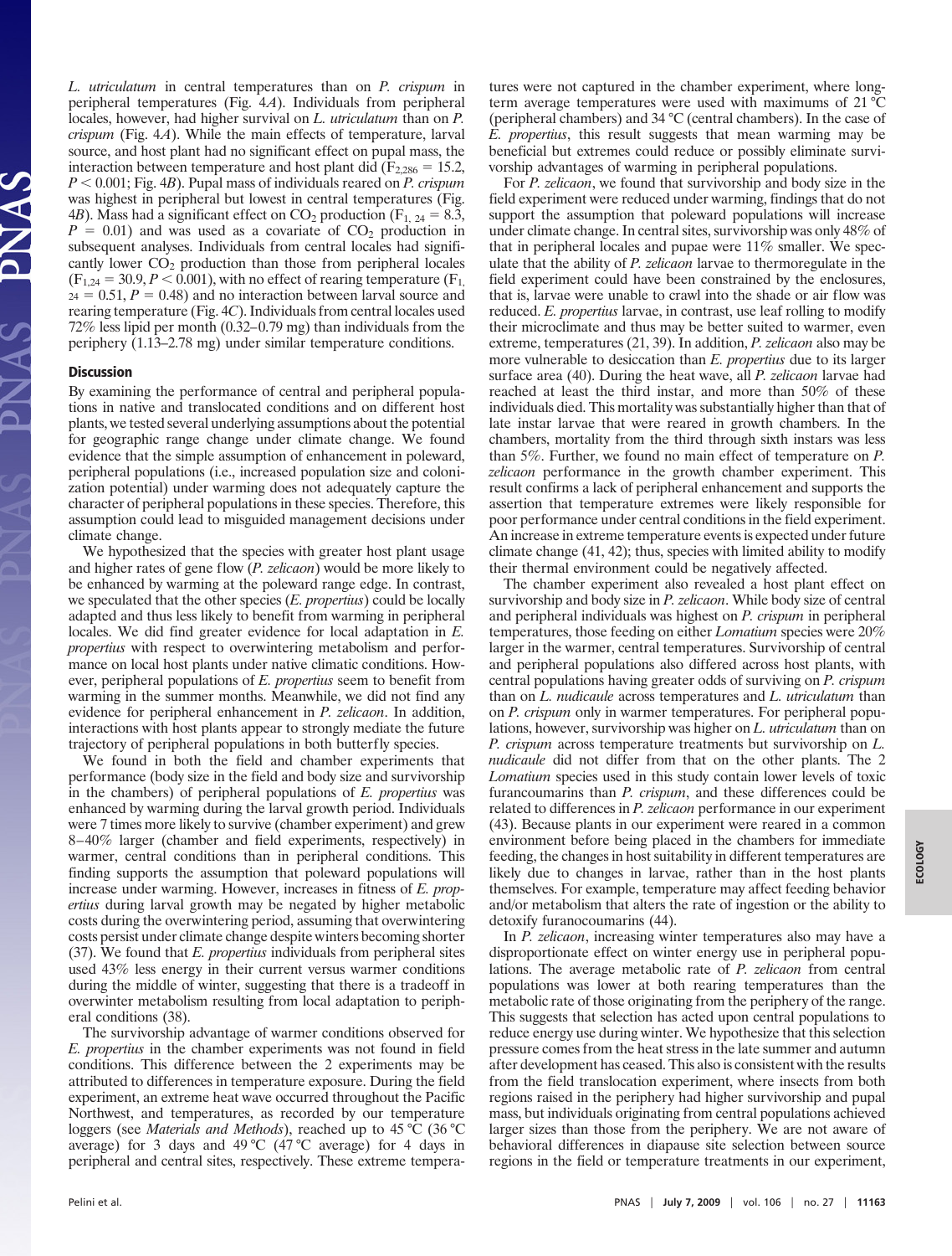*L. utriculatum* in central temperatures than on *P. crispum* in peripheral temperatures (Fig. 4*A*). Individuals from peripheral locales, however, had higher survival on *L. utriculatum* than on *P. crispum* (Fig. 4*A*). While the main effects of temperature, larval source, and host plant had no significant effect on pupal mass, the interaction between temperature and host plant did ($F_{2,286} = 15.2$, $P < 0.001$; Fig. 4*B*). Pupal mass of individuals reared on *P. crispum* was highest in peripheral but lowest in central temperatures (Fig. 4*B*). Mass had a significant effect on $CO_2$ production ($F_{1,24} = 8.3$, $P = 0.01$) and was used as a covariate of $CO_2$ production in subsequent analyses. Individuals from central locales had significantly lower $CO_2$ production than those from peripheral locales ($F_{1,24} = 30.9$, $P < 0.001$), with no effect of rearing temperature ($F_{1,24} = 0.51$, $P = 0.48$) and no interaction between larval source and rearing temperature (Fig. 4*C*). Individuals from central locales used 72% less lipid per month (0.32–0.79 mg) than individuals from the periphery (1.13–2.78 mg) under similar temperature conditions.

## Discussion

By examining the performance of central and peripheral populations in native and translocated conditions and on different host plants, we tested several underlying assumptions about the potential for geographic range change under climate change. We found evidence that the simple assumption of enhancement in poleward, peripheral populations (i.e., increased population size and colonization potential) under warming does not adequately capture the character of peripheral populations in these species. Therefore, this assumption could lead to misguided management decisions under climate change.

We hypothesized that the species with greater host plant usage and higher rates of gene flow (*P. zelicaon*) would be more likely to be enhanced by warming at the poleward range edge. In contrast, we speculated that the other species (*E. propertius*) could be locally adapted and thus less likely to benefit from warming in peripheral locales. We did find greater evidence for local adaptation in *E. propertius* with respect to overwintering metabolism and performance on local host plants under native climatic conditions. However, peripheral populations of *E. propertius* seem to benefit from warming in the summer months. Meanwhile, we did not find any evidence for peripheral enhancement in *P. zelicaon*. In addition, interactions with host plants appear to strongly mediate the future trajectory of peripheral populations in both butterfly species.

We found in both the field and chamber experiments that performance (body size in the field and body size and survivorship in the chambers) of peripheral populations of *E. propertius* was enhanced by warming during the larval growth period. Individuals were 7 times more likely to survive (chamber experiment) and grew 8–40% larger (chamber and field experiments, respectively) in warmer, central conditions than in peripheral conditions. This finding supports the assumption that poleward populations will increase under warming. However, increases in fitness of *E. propertius* during larval growth may be negated by higher metabolic costs during the overwintering period, assuming that overwintering costs persist under climate change despite winters becoming shorter (37). We found that *E. propertius* individuals from peripheral sites used 43% less energy in their current versus warmer conditions during the middle of winter, suggesting that there is a tradeoff in overwinter metabolism resulting from local adaptation to peripheral conditions (38).

The survivorship advantage of warmer conditions observed for *E. propertius* in the chamber experiments was not found in field conditions. This difference between the 2 experiments may be attributed to differences in temperature exposure. During the field experiment, an extreme heat wave occurred throughout the Pacific Northwest, and temperatures, as recorded by our temperature loggers (see *Materials and Methods*), reached up to 45 °C (36 °C average) for 3 days and 49 °C (47 °C average) for 4 days in peripheral and central sites, respectively. These extreme temperatures were not captured in the chamber experiment, where long-term average temperatures were used with maximums of 21 °C (peripheral chambers) and 34 °C (central chambers). In the case of *E. propertius*, this result suggests that mean warming may be beneficial but extremes could reduce or possibly eliminate survivorship advantages of warming in peripheral populations.

For *P. zelicaon*, we found that survivorship and body size in the field experiment were reduced under warming, findings that do not support the assumption that poleward populations will increase under climate change. In central sites, survivorship was only 48% of that in peripheral locales and pupae were 11% smaller. We speculate that the ability of *P. zelicaon* larvae to thermoregulate in the field experiment could have been constrained by the enclosures, that is, larvae were unable to crawl into the shade or air flow was reduced. *E. propertius* larvae, in contrast, use leaf rolling to modify their microclimate and thus may be better suited to warmer, even extreme, temperatures (21, 39). In addition, *P. zelicaon* also may be more vulnerable to desiccation than *E. propertius* due to its larger surface area (40). During the heat wave, all *P. zelicaon* larvae had reached at least the third instar, and more than 50% of these individuals died. This mortality was substantially higher than that of late instar larvae that were reared in growth chambers. In the chambers, mortality from the third through sixth instars was less than 5%. Further, we found no main effect of temperature on *P. zelicaon* performance in the growth chamber experiment. This result confirms a lack of peripheral enhancement and supports the assertion that temperature extremes were likely responsible for poor performance under central conditions in the field experiment. An increase in extreme temperature events is expected under future climate change (41, 42); thus, species with limited ability to modify their thermal environment could be negatively affected.

The chamber experiment also revealed a host plant effect on survivorship and body size in *P. zelicaon*. While body size of central and peripheral individuals was highest on *P. crispum* in peripheral temperatures, those feeding on either *Lomatium* species were 20% larger in the warmer, central temperatures. Survivorship of central and peripheral populations also differed across host plants, with central populations having greater odds of surviving on *P. crispum* than on *L. nudicaule* across temperatures and *L. utriculatum* than on *P. crispum* only in warmer temperatures. For peripheral populations, however, survivorship was higher on *L. utriculatum* than on *P. crispum* across temperature treatments but survivorship on *L. nudicaule* did not differ from that on the other plants. The 2 *Lomatium* species used in this study contain lower levels of toxic furancoumarins than *P. crispum*, and these differences could be related to differences in *P. zelicaon* performance in our experiment (43). Because plants in our experiment were reared in a common environment before being placed in the chambers for immediate feeding, the changes in host suitability in different temperatures are likely due to changes in larvae, rather than in the host plants themselves. For example, temperature may affect feeding behavior and/or metabolism that alters the rate of ingestion or the ability to detoxify furanocoumarins (44).

In *P. zelicaon*, increasing winter temperatures also may have a disproportionate effect on winter energy use in peripheral populations. The average metabolic rate of *P. zelicaon* from central populations was lower at both rearing temperatures than the metabolic rate of those originating from the periphery of the range. This suggests that selection has acted upon central populations to reduce energy use during winter. We hypothesize that this selection pressure comes from the heat stress in the late summer and autumn after development has ceased. This also is consistent with the results from the field translocation experiment, where insects from both regions raised in the periphery had higher survivorship and pupal mass, but individuals originating from central populations achieved larger sizes than those from the periphery. We are not aware of behavioral differences in diapause site selection between source regions in the field or temperature treatments in our experiment,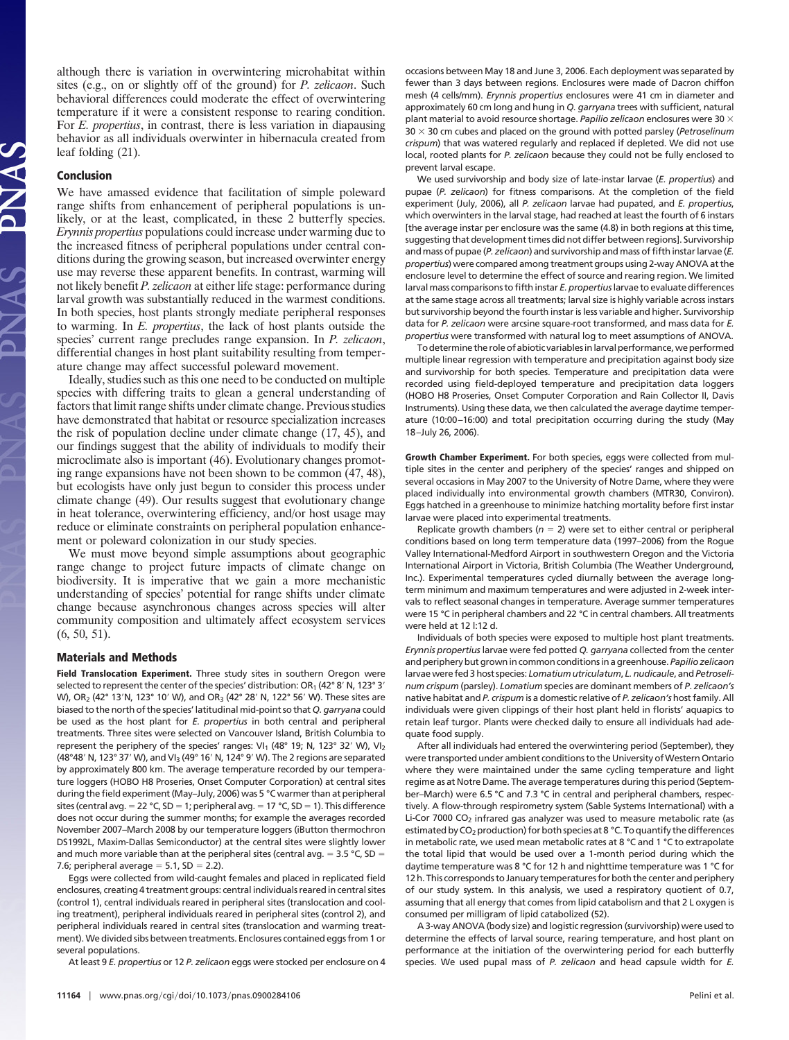although there is variation in overwintering microhabitat within sites (e.g., on or slightly off of the ground) for *P. zelicaon*. Such behavioral differences could moderate the effect of overwintering temperature if it were a consistent response to rearing condition. For *E. propertius*, in contrast, there is less variation in diapausing behavior as all individuals overwinter in hibernacula created from leaf folding (21).

## Conclusion

We have amassed evidence that facilitation of simple poleward range shifts from enhancement of peripheral populations is unlikely, or at the least, complicated, in these 2 butterfly species. *Erynnis propertius* populations could increase under warming due to the increased fitness of peripheral populations under central conditions during the growing season, but increased overwinter energy use may reverse these apparent benefits. In contrast, warming will not likely benefit *P. zelicaon* at either life stage: performance during larval growth was substantially reduced in the warmest conditions. In both species, host plants strongly mediate peripheral responses to warming. In *E. propertius*, the lack of host plants outside the species' current range precludes range expansion. In *P. zelicaon*, differential changes in host plant suitability resulting from temperature change may affect successful poleward movement.

Ideally, studies such as this one need to be conducted on multiple species with differing traits to glean a general understanding of factors that limit range shifts under climate change. Previous studies have demonstrated that habitat or resource specialization increases the risk of population decline under climate change (17, 45), and our findings suggest that the ability of individuals to modify their microclimate also is important (46). Evolutionary changes promoting range expansions have not been shown to be common (47, 48), but ecologists have only just begun to consider this process under climate change (49). Our results suggest that evolutionary change in heat tolerance, overwintering efficiency, and/or host usage may reduce or eliminate constraints on peripheral population enhancement or poleward colonization in our study species.

We must move beyond simple assumptions about geographic range change to project future impacts of climate change on biodiversity. It is imperative that we gain a more mechanistic understanding of species' potential for range shifts under climate change because asynchronous changes across species will alter community composition and ultimately affect ecosystem services (6, 50, 51).

## Materials and Methods

**Field Translocation Experiment.** Three study sites in southern Oregon were selected to represent the center of the species' distribution: $OR_1$ (42° 8′ N, 123° 3′ W), $OR_2$ (42° 13′N, 123° 10′ W), and $OR_3$ (42° 28′ N, 122° 56′ W). These sites are biased to the north of the species' latitudinal mid-point so that *Q. garryana* could be used as the host plant for *E. propertius* in both central and peripheral treatments. Three sites were selected on Vancouver Island, British Columbia to represent the periphery of the species' ranges: $VI_1$ (48° 19; N, 123° 32′ W), $VI_2$ (48°48′ N, 123° 37′ W), and $VI_3$ (49° 16′ N, 124° 9′ W). The 2 regions are separated by approximately 800 km. The average temperature recorded by our temperature loggers (HOBO H8 Proseries, Onset Computer Corporation) at central sites during the field experiment (May–July, 2006) was 5 °C warmer than at peripheral sites (central avg. = 22 °C, SD = 1; peripheral avg. = 17 °C, SD = 1). This difference does not occur during the summer months; for example the averages recorded November 2007–March 2008 by our temperature loggers (iButton thermochron DS1992L, Maxim-Dallas Semiconductor) at the central sites were slightly lower and much more variable than at the peripheral sites (central avg. = 3.5 °C, SD = 7.6; peripheral average = 5.1, SD = 2.2).

Eggs were collected from wild-caught females and placed in replicated field enclosures, creating 4 treatment groups: central individuals reared in central sites (control 1), central individuals reared in peripheral sites (translocation and cooling treatment), peripheral individuals reared in peripheral sites (control 2), and peripheral individuals reared in central sites (translocation and warming treatment). We divided sibs between treatments. Enclosures contained eggs from 1 or several populations.

At least 9 *E. propertius* or 12 *P. zelicaon* eggs were stocked per enclosure on 4 occasions between May 18 and June 3, 2006. Each deployment was separated by fewer than 3 days between regions. Enclosures were made of Dacron chiffon mesh (4 cells/mm). *Erynnis propertius* enclosures were 41 cm in diameter and approximately 60 cm long and hung in *Q. garryana* trees with sufficient, natural plant material to avoid resource shortage. *Papilio zelicaon* enclosures were 30 × 30 × 30 cm cubes and placed on the ground with potted parsley (*Petroselinum crispum*) that was watered regularly and replaced if depleted. We did not use local, rooted plants for *P. zelicaon* because they could not be fully enclosed to prevent larval escape.

We used survivorship and body size of late-instar larvae (*E. propertius*) and pupae (*P. zelicaon*) for fitness comparisons. At the completion of the field experiment (July, 2006), all *P. zelicaon* larvae had pupated, and *E. propertius*, which overwinters in the larval stage, had reached at least the fourth of 6 instars [the average instar per enclosure was the same (4.8) in both regions at this time, suggesting that development times did not differ between regions]. Survivorship and mass of pupae (*P. zelicaon*) and survivorship and mass of fifth instar larvae (*E. propertius*) were compared among treatment groups using 2-way ANOVA at the enclosure level to determine the effect of source and rearing region. We limited larval mass comparisons to fifth instar *E. propertius* larvae to evaluate differences at the same stage across all treatments; larval size is highly variable across instars but survivorship beyond the fourth instar is less variable and higher. Survivorship data for *P. zelicaon* were arcsine square-root transformed, and mass data for *E. propertius* were transformed with natural log to meet assumptions of ANOVA.

To determine the role of abiotic variables in larval performance, we performed multiple linear regression with temperature and precipitation against body size and survivorship for both species. Temperature and precipitation data were recorded using field-deployed temperature and precipitation data loggers (HOBO H8 Proseries, Onset Computer Corporation and Rain Collector II, Davis Instruments). Using these data, we then calculated the average daytime temperature (10:00–16:00) and total precipitation occurring during the study (May 18–July 26, 2006).

**Growth Chamber Experiment.** For both species, eggs were collected from multiple sites in the center and periphery of the species' ranges and shipped on several occasions in May 2007 to the University of Notre Dame, where they were placed individually into environmental growth chambers (MTR30, Conviron). Eggs hatched in a greenhouse to minimize hatching mortality before first instar larvae were placed into experimental treatments.

Replicate growth chambers ($n$ = 2) were set to either central or peripheral conditions based on long term temperature data (1997–2006) from the Rogue Valley International-Medford Airport in southwestern Oregon and the Victoria International Airport in Victoria, British Columbia (The Weather Underground, Inc.). Experimental temperatures cycled diurnally between the average long-term minimum and maximum temperatures and were adjusted in 2-week intervals to reflect seasonal changes in temperature. Average summer temperatures were 15 °C in peripheral chambers and 22 °C in central chambers. All treatments were held at 12 l:12 d.

Individuals of both species were exposed to multiple host plant treatments. *Erynnis propertius* larvae were fed potted *Q. garryana* collected from the center and periphery but grown in common conditions in a greenhouse. *Papilio zelicaon* larvae were fed 3 host species: *Lomatium utriculatum*, *L. nudicaule*, and *Petroselinum crispum* (parsley). *Lomatium* species are dominant members of *P. zelicaon's* native habitat and *P. crispum* is a domestic relative of *P. zelicaon's* host family. All individuals were given clippings of their host plant held in florists' aquapics to retain leaf turgor. Plants were checked daily to ensure all individuals had adequate food supply.

After all individuals had entered the overwintering period (September), they were transported under ambient conditions to the University of Western Ontario where they were maintained under the same cycling temperature and light regime as at Notre Dame. The average temperatures during this period (September–March) were 6.5 °C and 7.3 °C in central and peripheral chambers, respectively. A flow-through respirometry system (Sable Systems International) with a Li-Cor 7000 $CO_2$ infrared gas analyzer was used to measure metabolic rate (as estimated by $CO_2$ production) for both species at 8 °C. To quantify the differences in metabolic rate, we used mean metabolic rates at 8 °C and 1 °C to extrapolate the total lipid that would be used over a 1-month period during which the daytime temperature was 8 °C for 12 h and nighttime temperature was 1 °C for 12 h. This corresponds to January temperatures for both the center and periphery of our study system. In this analysis, we used a respiratory quotient of 0.7, assuming that all energy that comes from lipid catabolism and that 2 L oxygen is consumed per milligram of lipid catabolized (52).

A 3-way ANOVA (body size) and logistic regression (survivorship) were used to determine the effects of larval source, rearing temperature, and host plant on performance at the initiation of the overwintering period for each butterfly species. We used pupal mass of *P. zelicaon* and head capsule width for *E.*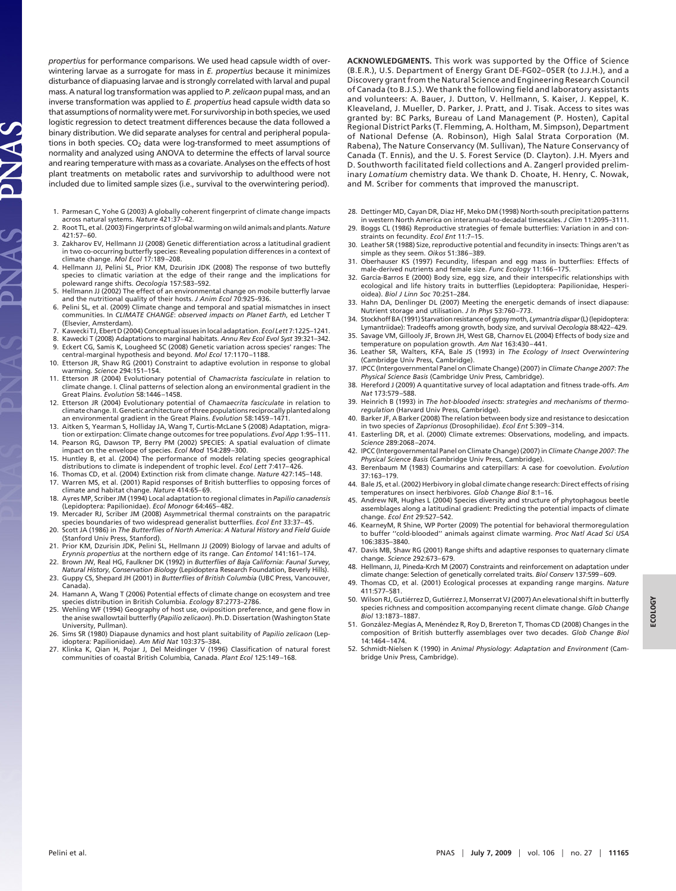*propertius* for performance comparisons. We used head capsule width of overwintering larvae as a surrogate for mass in *E. propertius* because it minimizes disturbance of diapausing larvae and is strongly correlated with larval and pupal mass. A natural log transformation was applied to *P. zelicaon* pupal mass, and an inverse transformation was applied to *E. propertius* head capsule width data so that assumptions of normality were met. For survivorship in both species, we used logistic regression to detect treatment differences because the data followed a binary distribution. We did separate analyses for central and peripheral populations in both species. $CO_2$ data were log-transformed to meet assumptions of normality and analyzed using ANOVA to determine the effects of larval source and rearing temperature with mass as a covariate. Analyses on the effects of host plant treatments on metabolic rates and survivorship to adulthood were not included due to limited sample sizes (i.e., survival to the overwintering period).

**ACKNOWLEDGMENTS.** This work was supported by the Office of Science (B.E.R.), U.S. Department of Energy Grant DE-FG02–05ER (to J.J.H.), and a Discovery grant from the Natural Science and Engineering Research Council of Canada (to B.J.S.). We thank the following field and laboratory assistants and volunteers: A. Bauer, J. Dutton, V. Hellmann, S. Kaiser, J. Keppel, K. Kleaveland, J. Mueller, D. Parker, J. Pratt, and J. Tisak. Access to sites was granted by: BC Parks, Bureau of Land Management (P. Hosten), Capital Regional District Parks (T. Flemming, A. Holtham, M. Simpson), Department of National Defense (A. Robinson), High Salal Strata Corporation (M. Rabena), The Nature Conservancy (M. Sullivan), The Nature Conservancy of Canada (T. Ennis), and the U. S. Forest Service (D. Clayton). J.H. Myers and D. Southworth facilitated field collections and A. Zangerl provided preliminary *Lomatium* chemistry data. We thank D. Choate, H. Henry, C. Nowak, and M. Scriber for comments that improved the manuscript.

1. Parmesan C, Yohe G (2003) A globally coherent fingerprint of climate change impacts across natural systems. *Nature* 421:37–42.
2. Root TL, et al. (2003) Fingerprints of global warming on wild animals and plants. *Nature* 421:57–60.
3. Zakharov EV, Hellmann JJ (2008) Genetic differentiation across a latitudinal gradient in two co-occurring butterfly species: Revealing population differences in a context of climate change. *Mol Ecol* 17:189–208.
4. Hellmann JJ, Pelini SL, Prior KM, Dzurisin JDK (2008) The response of two butterfly species to climatic variation at the edge of their range and the implications for poleward range shifts. *Oecologia* 157:583–592.
5. Hellmann JJ (2002) The effect of an environmental change on mobile butterfly larvae and the nutritional quality of their hosts. *J Anim Ecol* 70:925–936.
6. Pelini SL, et al. (2009) Climate change and temporal and spatial mismatches in insect communities. In *CLIMATE CHANGE: observed impacts on Planet Earth*, ed Letcher T (Elsevier, Amsterdam).
7. Kawecki TJ, Ebert D (2004) Conceptual issues in local adaptation. *Ecol Lett* 7:1225–1241.
8. Kawecki T (2008) Adaptations to marginal habitats. *Annu Rev Ecol Evol Syst* 39:321–342.
9. Eckert CG, Samis K, Lougheed SC (2008) Genetic variation across species' ranges: The central-marginal hypothesis and beyond. *Mol Ecol* 17:1170–1188.
10. Etterson JR, Shaw RG (2001) Constraint to adaptive evolution in response to global warming. *Science* 294:151–154.
11. Etterson JR (2004) Evolutionary potential of *Chamacrista fasciculate* in relation to climate change. I. Clinal patterns of selection along an environmental gradient in the Great Plains. *Evolution* 58:1446–1458.
12. Etterson JR (2004) Evolutionary potential of *Chamaecrita fasciculate* in relation to climate change. II. Genetic architecture of three populations reciprocally planted along an environmental gradient in the Great Plains. *Evolution* 58:1459–1471.
13. Aitken S, Yearman S, Holliday JA, Wang T, Curtis-McLane S (2008) Adaptation, migration or extirpation: Climate change outcomes for tree populations. *Evol App* 1:95–111.
14. Pearson RG, Dawson TP, Berry PM (2002) SPECIES: A spatial evaluation of climate impact on the envelope of species. *Ecol Mod* 154:289–300.
15. Huntley B, et al. (2004) The performance of models relating species geographical distributions to climate is independent of trophic level. *Ecol Lett* 7:417–426.
16. Thomas CD, et al. (2004) Extinction risk from climate change. *Nature* 427:145–148.
17. Warren MS, et al. (2001) Rapid responses of British butterflies to opposing forces of climate and habitat change. *Nature* 414:65–69.
18. Ayres MP, Scriber JM (1994) Local adaptation to regional climates in *Papilio canadensis* (Lepidoptera: Papilionidae). *Ecol Monogr* 64:465–482.
19. Mercader RJ, Scriber JM (2008) Asymmetrical thermal constraints on the parapatric species boundaries of two widespread generalist butterflies. *Ecol Ent* 33:37–45.
20. Scott JA (1986) in *The Butterflies of North America: A Natural History and Field Guide* (Stanford Univ Press, Stanford).
21. Prior KM, Dzurisin JDK, Pelini SL, Hellmann JJ (2009) Biology of larvae and adults of *Erynnis propertius* at the northern edge of its range. *Can Entomol* 141:161–174.
22. Brown JW, Real HG, Faulkner DK (1992) in *Butterflies of Baja California: Faunal Survey, Natural History, Conservation Biology* (Lepidoptera Research Foundation, Beverly Hills).
23. Guppy CS, Shepard JH (2001) in *Butterflies of British Columbia* (UBC Press, Vancouver, Canada).
24. Hamann A, Wang T (2006) Potential effects of climate change on ecosystem and tree species distribution in British Columbia. *Ecology* 87:2773–2786.
25. Wehling WF (1994) Geography of host use, oviposition preference, and gene flow in the anise swallowtail butterfly (*Papilio zelicaon*). Ph.D. Dissertation (Washington State University, Pullman).
26. Sims SR (1980) Diapause dynamics and host plant suitability of *Papilio zelicaon* (Lepidoptera: Papilionidae). *Am Mid Nat* 103:375–384.
27. Klinka K, Qian H, Pojar J, Del Meidinger V (1996) Classification of natural forest communities of coastal British Columbia, Canada. *Plant Ecol* 125:149–168.
28. Dettinger MD, Cayan DR, Diaz HF, Meko DM (1998) North-south precipitation patterns in western North America on interannual-to-decadal timescales. *J Clim* 11:2095–3111.
29. Boggs CL (1986) Reproductive strategies of female butterflies: Variation in and constraints on fecundity. *Ecol Ent* 11:7–15.
30. Leather SR (1988) Size, reproductive potential and fecundity in insects: Things aren't as simple as they seem. *Oikos* 51:386–389.
31. Oberhauser KS (1997) Fecundity, lifespan and egg mass in butterflies: Effects of male-derived nutrients and female size. *Func Ecology* 11:166–175.
32. García-Barros E (2000) Body size, egg size, and their interspecific relationships with ecological and life history traits in butterflies (Lepidoptera: Papilionidae, Hesperioidea). *Biol J Linn Soc* 70:251–284.
33. Hahn DA, Denlinger DL (2007) Meeting the energetic demands of insect diapause: Nutrient storage and utilisation. *J In Phys* 53:760–773.
34. Stockhoff BA (1991) Starvation resistance of gypsy moth, *Lymantria dispar* (L) (lepidoptera: Lymantriidae): Tradeoffs among growth, body size, and survival *Oecologia* 88:422–429.
35. Savage VM, Gillooly JF, Brown JH, West GB, Charnov EL (2004) Effects of body size and temperature on population growth. *Am Nat* 163:430–441.
36. Leather SR, Walters, KFA, Bale JS (1993) in *The Ecology of Insect Overwintering* (Cambridge Univ Press, Cambridge).
37. IPCC (Intergovernmental Panel on Climate Change) (2007) in *Climate Change 2007*: *The Physical Science Basis* (Cambridge Univ Press, Cambridge).
38. Hereford J (2009) A quantitative survey of local adaptation and fitness trade-offs. *Am Nat* 173:579–588.
39. Heinrich B (1993) in *The hot-blooded insects*: *strategies and mechanisms of thermoregulation* (Harvard Univ Press, Cambridge).
40. Barker JF, A Barker (2008) The relation between body size and resistance to desiccation in two species of *Zaprionus* (Drosophilidae). *Ecol Ent* 5:309–314.
41. Easterling DR, et al. (2000) Climate extremes: Observations, modeling, and impacts. *Science* 289:2068–2074.
42. IPCC (Intergovernmental Panel on Climate Change) (2007) in *Climate Change 2007*: *The Physical Science Basis* (Cambridge Univ Press, Cambridge).
43. Berenbaum M (1983) Coumarins and caterpillars: A case for coevolution. *Evolution* 37:163–179.
44. Bale JS, et al. (2002) Herbivory in global climate change research: Direct effects of rising temperatures on insect herbivores. *Glob Change Biol* 8:1–16.
45. Andrew NR, Hughes L (2004) Species diversity and structure of phytophagous beetle assemblages along a latitudinal gradient: Predicting the potential impacts of climate change. *Ecol Ent* 29:527–542.
46. KearneyM, R Shine, WP Porter (2009) The potential for behavioral thermoregulation to buffer ''cold-blooded'' animals against climate warming. *Proc Natl Acad Sci USA* 106:3835–3840.
47. Davis MB, Shaw RG (2001) Range shifts and adaptive responses to quaternary climate change. *Science* 292:673–679.
48. Hellmann, JJ, Pineda-Krch M (2007) Constraints and reinforcement on adaptation under climate change: Selection of genetically correlated traits. *Biol Conserv* 137:599–609.
49. Thomas CD, et al. (2001) Ecological processes at expanding range margins. *Nature* 411:577–581.
50. Wilson RJ, Gutiérrez D, Gutiérrez J, Monserrat VJ (2007) An elevational shift in butterfly species richness and composition accompanying recent climate change. *Glob Change Biol* 13:1873–1887.
51. González-Megías A, Menéndez R, Roy D, Brereton T, Thomas CD (2008) Changes in the composition of British butterfly assemblages over two decades. *Glob Change Biol* 14:1464–1474.
52. Schmidt-Nielsen K (1990) in *Animal Physiology*: *Adaptation and Environment* (Cambridge Univ Press, Cambridge).